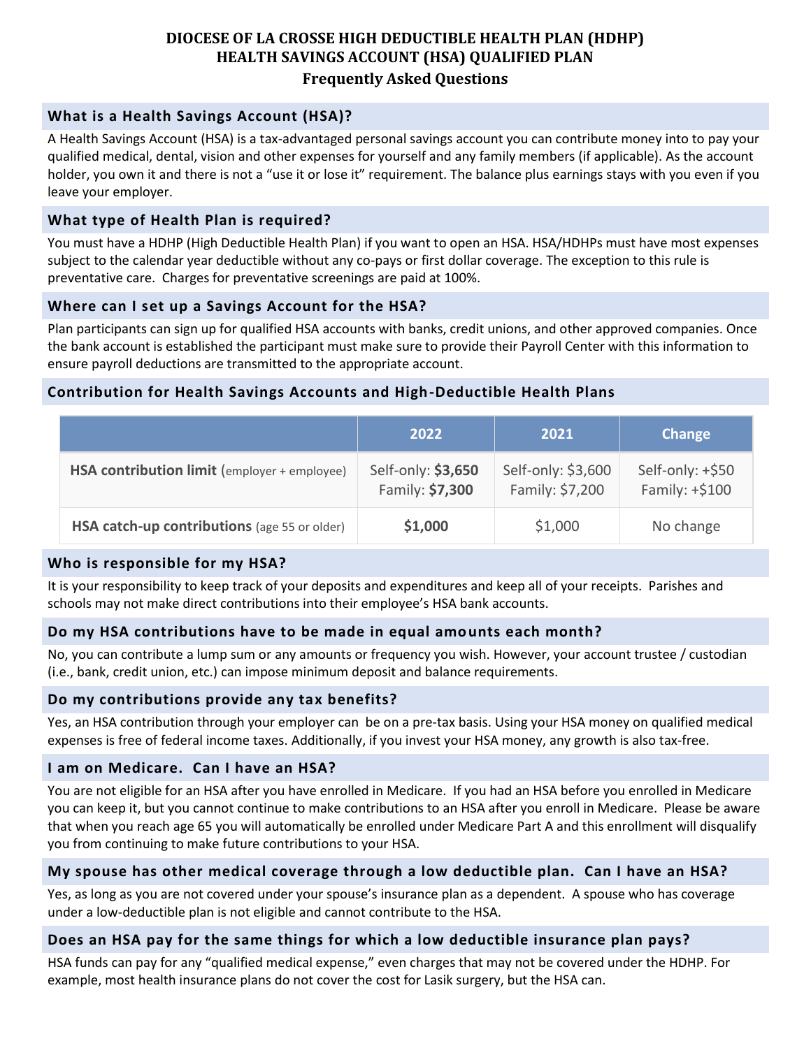# DIOCESE OF LA CROSSE HIGH DEDUCTIBLE HEALTH PLAN (HDHP) HEALTH SAVINGS ACCOUNT (HSA) QUALIFIED PLAN

## Frequently Asked Questions

### What is a Health Savings Account (HSA)?

A Health Savings Account (HSA) is a tax-advantaged personal savings account you can contribute money into to pay your qualified medical, dental, vision and other expenses for yourself and any family members (if applicable). As the account holder, you own it and there is not a "use it or lose it" requirement. The balance plus earnings stays with you even if you leave your employer.

### What type of Health Plan is required?

You must have a HDHP (High Deductible Health Plan) if you want to open an HSA. HSA/HDHPs must have most expenses subject to the calendar year deductible without any co-pays or first dollar coverage. The exception to this rule is preventative care. Charges for preventative screenings are paid at 100%.

### Where can I set up a Savings Account for the HSA?

Plan participants can sign up for qualified HSA accounts with banks, credit unions, and other approved companies. Once the bank account is established the participant must make sure to provide their Payroll Center with this information to ensure payroll deductions are transmitted to the appropriate account.

### Contribution for Health Savings Accounts and High-Deductible Health Plans

| | 2022 | 2021 | Change |
|---|---|---|---|
| **HSA contribution limit** (employer + employee) | Self-only: **$3,650** Family: **$7,300** | Self-only: $3,600 Family: $7,200 | Self-only: +$50 Family: +$100 |
| **HSA catch-up contributions** (age 55 or older) | **$1,000** | $1,000 | No change |

### Who is responsible for my HSA?

It is your responsibility to keep track of your deposits and expenditures and keep all of your receipts. Parishes and schools may not make direct contributions into their employee's HSA bank accounts.

### Do my HSA contributions have to be made in equal amounts each month?

No, you can contribute a lump sum or any amounts or frequency you wish. However, your account trustee / custodian (i.e., bank, credit union, etc.) can impose minimum deposit and balance requirements.

### Do my contributions provide any tax benefits?

Yes, an HSA contribution through your employer can be on a pre-tax basis. Using your HSA money on qualified medical expenses is free of federal income taxes. Additionally, if you invest your HSA money, any growth is also tax-free.

### I am on Medicare. Can I have an HSA?

You are not eligible for an HSA after you have enrolled in Medicare. If you had an HSA before you enrolled in Medicare you can keep it, but you cannot continue to make contributions to an HSA after you enroll in Medicare. Please be aware that when you reach age 65 you will automatically be enrolled under Medicare Part A and this enrollment will disqualify you from continuing to make future contributions to your HSA.

### My spouse has other medical coverage through a low deductible plan. Can I have an HSA?

Yes, as long as you are not covered under your spouse's insurance plan as a dependent. A spouse who has coverage under a low-deductible plan is not eligible and cannot contribute to the HSA.

### Does an HSA pay for the same things for which a low deductible insurance plan pays?

HSA funds can pay for any "qualified medical expense," even charges that may not be covered under the HDHP. For example, most health insurance plans do not cover the cost for Lasik surgery, but the HSA can.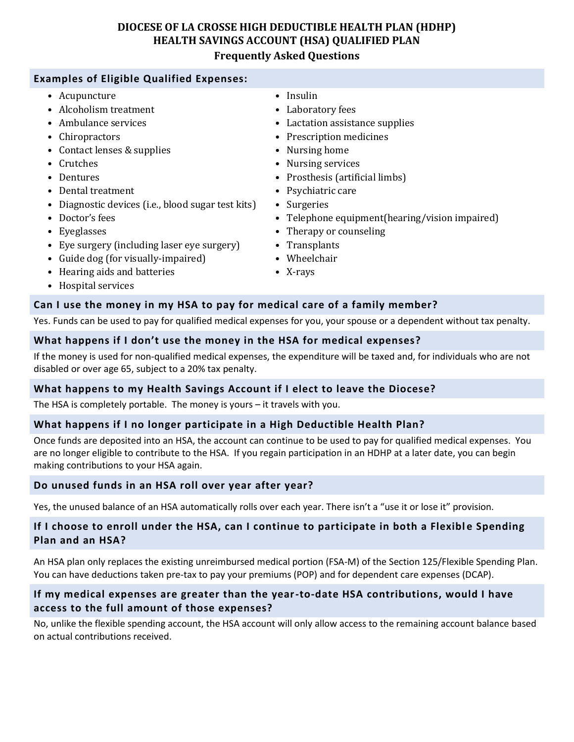# DIOCESE OF LA CROSSE HIGH DEDUCTIBLE HEALTH PLAN (HDHP)
# HEALTH SAVINGS ACCOUNT (HSA) QUALIFIED PLAN

## Frequently Asked Questions

### Examples of Eligible Qualified Expenses:

- Acupuncture
- Alcoholism treatment
- Ambulance services
- Chiropractors
- Contact lenses & supplies
- Crutches
- Dentures
- Dental treatment
- Diagnostic devices (i.e., blood sugar test kits)
- Doctor's fees
- Eyeglasses
- Eye surgery (including laser eye surgery)
- Guide dog (for visually-impaired)
- Hearing aids and batteries
- Hospital services
- Insulin
- Laboratory fees
- Lactation assistance supplies
- Prescription medicines
- Nursing home
- Nursing services
- Prosthesis (artificial limbs)
- Psychiatric care
- Surgeries
- Telephone equipment(hearing/vision impaired)
- Therapy or counseling
- Transplants
- Wheelchair
- X-rays

### Can I use the money in my HSA to pay for medical care of a family member?

Yes. Funds can be used to pay for qualified medical expenses for you, your spouse or a dependent without tax penalty.

### What happens if I don't use the money in the HSA for medical expenses?

If the money is used for non-qualified medical expenses, the expenditure will be taxed and, for individuals who are not disabled or over age 65, subject to a 20% tax penalty.

### What happens to my Health Savings Account if I elect to leave the Diocese?

The HSA is completely portable. The money is yours – it travels with you.

### What happens if I no longer participate in a High Deductible Health Plan?

Once funds are deposited into an HSA, the account can continue to be used to pay for qualified medical expenses. You are no longer eligible to contribute to the HSA. If you regain participation in an HDHP at a later date, you can begin making contributions to your HSA again.

### Do unused funds in an HSA roll over year after year?

Yes, the unused balance of an HSA automatically rolls over each year. There isn't a "use it or lose it" provision.

### If I choose to enroll under the HSA, can I continue to participate in both a Flexible Spending Plan and an HSA?

An HSA plan only replaces the existing unreimbursed medical portion (FSA-M) of the Section 125/Flexible Spending Plan. You can have deductions taken pre-tax to pay your premiums (POP) and for dependent care expenses (DCAP).

### If my medical expenses are greater than the year-to-date HSA contributions, would I have access to the full amount of those expenses?

No, unlike the flexible spending account, the HSA account will only allow access to the remaining account balance based on actual contributions received.